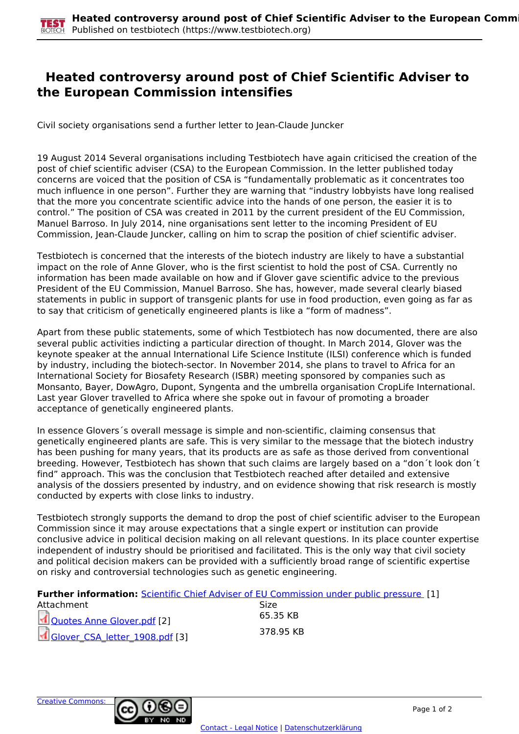# Heated controversy around post of Chief Scientific Adviser to the European Commission intensifies

Civil society organisations send a further letter to Jean-Claude Juncker

19 August 2014 Several organisations including Testbiotech have again criticised the creation of the post of chief scientific adviser (CSA) to the European Commission. In the letter published today concerns are voiced that the position of CSA is “fundamentally problematic as it concentrates too much influence in one person”. Further they are warning that “industry lobbyists have long realised that the more you concentrate scientific advice into the hands of one person, the easier it is to control.” The position of CSA was created in 2011 by the current president of the EU Commission, Manuel Barroso. In July 2014, nine organisations sent letter to the incoming President of EU Commission, Jean-Claude Juncker, calling on him to scrap the position of chief scientific adviser.

Testbiotech is concerned that the interests of the biotech industry are likely to have a substantial impact on the role of Anne Glover, who is the first scientist to hold the post of CSA. Currently no information has been made available on how and if Glover gave scientific advice to the previous President of the EU Commission, Manuel Barroso. She has, however, made several clearly biased statements in public in support of transgenic plants for use in food production, even going as far as to say that criticism of genetically engineered plants is like a “form of madness”.

Apart from these public statements, some of which Testbiotech has now documented, there are also several public activities indicting a particular direction of thought. In March 2014, Glover was the keynote speaker at the annual International Life Science Institute (ILSI) conference which is funded by industry, including the biotech-sector. In November 2014, she plans to travel to Africa for an International Society for Biosafety Research (ISBR) meeting sponsored by companies such as Monsanto, Bayer, DowAgro, Dupont, Syngenta and the umbrella organisation CropLife International. Last year Glover travelled to Africa where she spoke out in favour of promoting a broader acceptance of genetically engineered plants.

In essence Glover´s overall message is simple and non-scientific, claiming consensus that genetically engineered plants are safe. This is very similar to the message that the biotech industry has been pushing for many years, that its products are as safe as those derived from conventional breeding. However, Testbiotech has shown that such claims are largely based on a “don´t look don´t find” approach. This was the conclusion that Testbiotech reached after detailed and extensive analysis of the dossiers presented by industry, and on evidence showing that risk research is mostly conducted by experts with close links to industry.

Testbiotech strongly supports the demand to drop the post of chief scientific adviser to the European Commission since it may arouse expectations that a single expert or institution can provide conclusive advice in political decision making on all relevant questions. In its place counter expertise independent of industry should be prioritised and facilitated. This is the only way that civil society and political decision makers can be provided with a sufficiently broad range of scientific expertise on risky and controversial technologies such as genetic engineering.

**Further information:** Scientific Chief Adviser of EU Commission under public pressure [1]

| Attachment | Size |
| --- | --- |
| Quotes Anne Glover.pdf [2] | 65.35 KB |
| Glover_CSA_letter_1908.pdf [3] | 378.95 KB |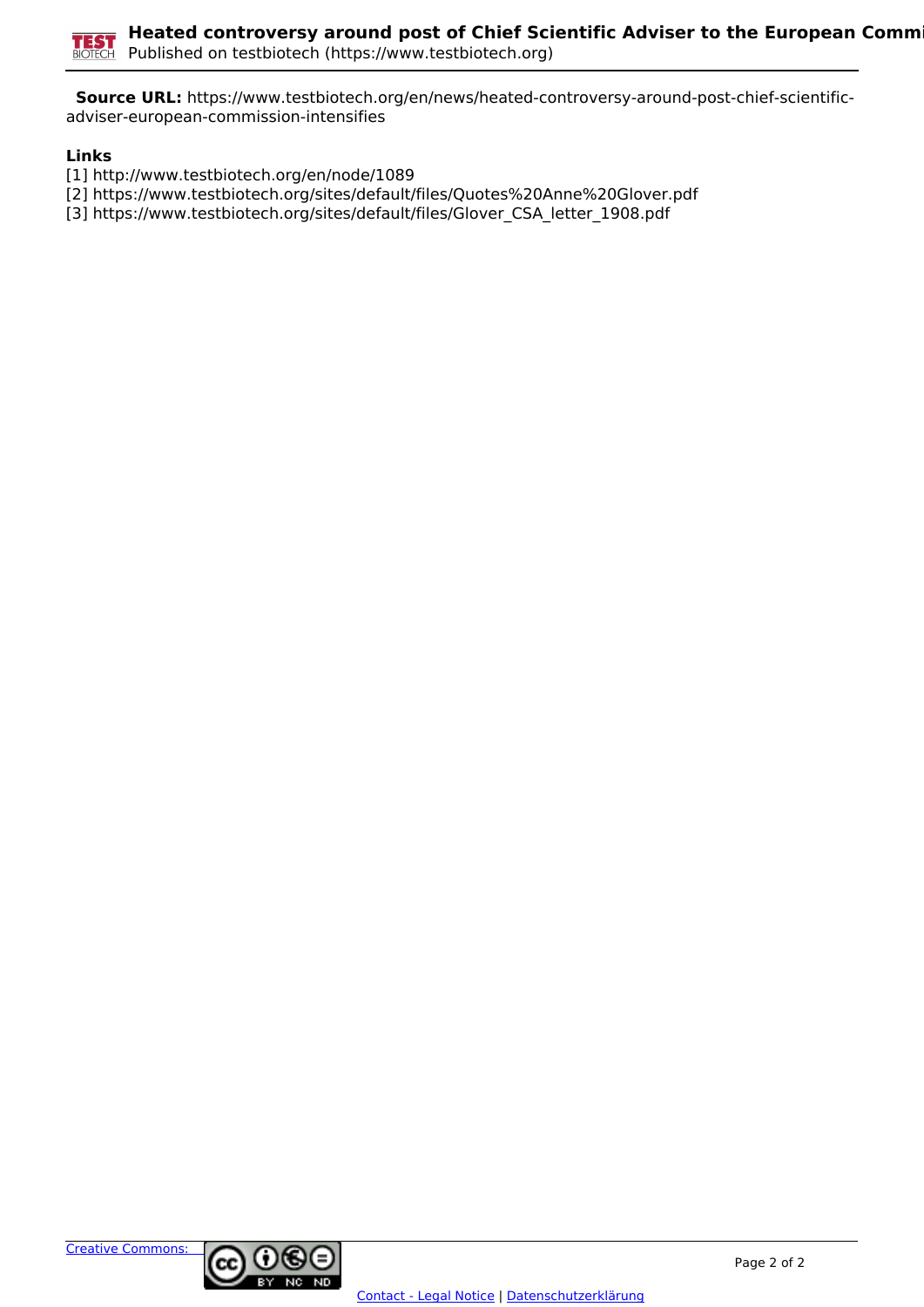**Source URL:** https://www.testbiotech.org/en/news/heated-controversy-around-post-chief-scientific-adviser-european-commission-intensifies

**Links**
[1] http://www.testbiotech.org/en/node/1089
[2] https://www.testbiotech.org/sites/default/files/Quotes%20Anne%20Glover.pdf
[3] https://www.testbiotech.org/sites/default/files/Glover_CSA_letter_1908.pdf